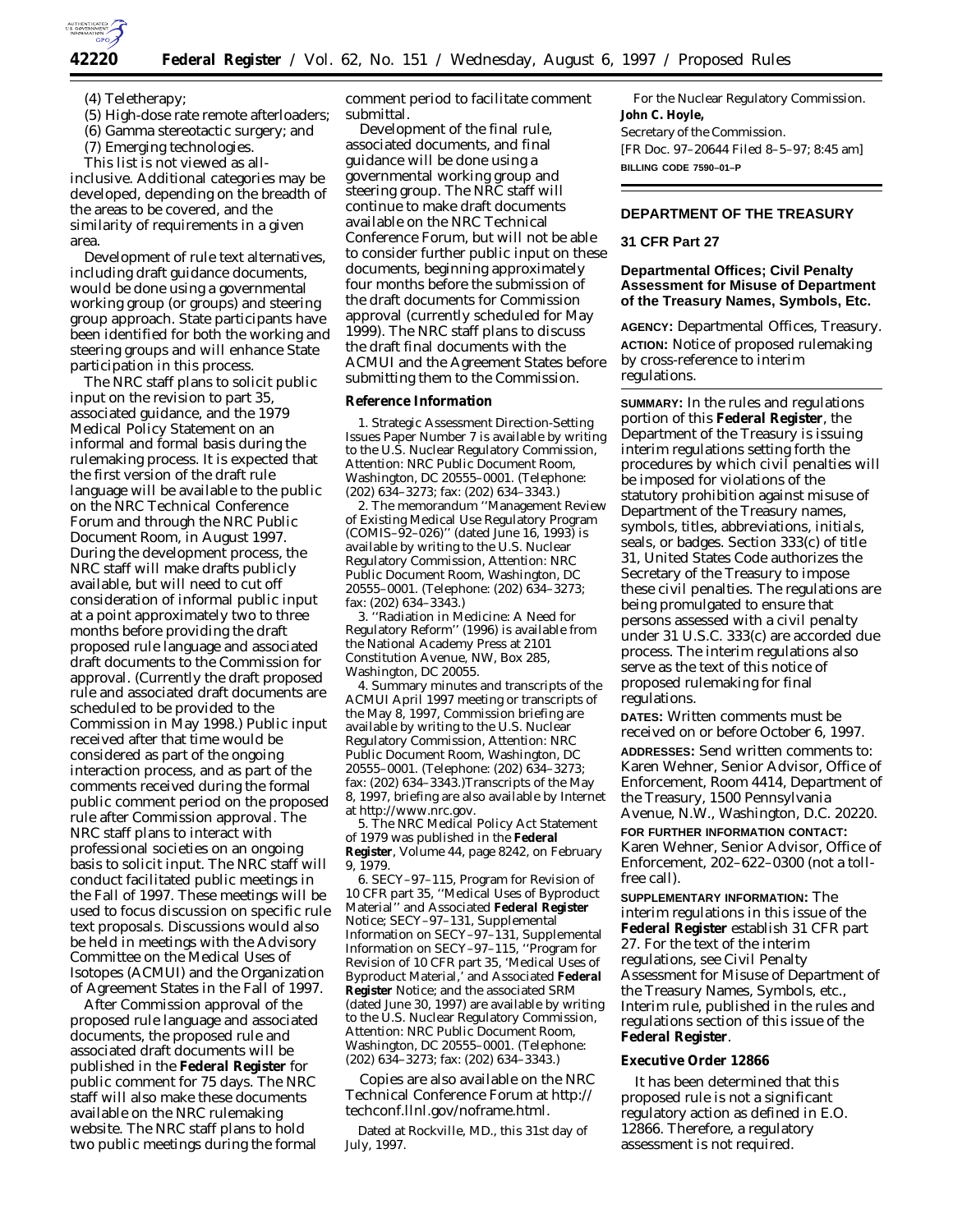(4) Teletherapy;

(5) High-dose rate remote afterloaders;

(6) Gamma stereotactic surgery; and

(7) Emerging technologies.

This list is not viewed as all-inclusive. Additional categories may be developed, depending on the breadth of the areas to be covered, and the similarity of requirements in a given area.

Development of rule text alternatives, including draft guidance documents, would be done using a governmental working group (or groups) and steering group approach. State participants have been identified for both the working and steering groups and will enhance State participation in this process.

The NRC staff plans to solicit public input on the revision to part 35, associated guidance, and the 1979 Medical Policy Statement on an informal and formal basis during the rulemaking process. It is expected that the first version of the draft rule language will be available to the public on the NRC Technical Conference Forum and through the NRC Public Document Room, in August 1997. During the development process, the NRC staff will make drafts publicly available, but will need to cut off consideration of informal public input at a point approximately two to three months before providing the draft proposed rule language and associated draft documents to the Commission for approval. (Currently the draft proposed rule and associated draft documents are scheduled to be provided to the Commission in May 1998.) Public input received after that time would be considered as part of the ongoing interaction process, and as part of the comments received during the formal public comment period on the proposed rule after Commission approval. The NRC staff plans to interact with professional societies on an ongoing basis to solicit input. The NRC staff will conduct facilitated public meetings in the Fall of 1997. These meetings will be used to focus discussion on specific rule text proposals. Discussions would also be held in meetings with the Advisory Committee on the Medical Uses of Isotopes (ACMUI) and the Organization of Agreement States in the Fall of 1997.

After Commission approval of the proposed rule language and associated documents, the proposed rule and associated draft documents will be published in the **Federal Register** for public comment for 75 days. The NRC staff will also make these documents available on the NRC rulemaking website. The NRC staff plans to hold two public meetings during the formal comment period to facilitate comment submittal.

Development of the final rule, associated documents, and final guidance will be done using a governmental working group and steering group. The NRC staff will continue to make draft documents available on the NRC Technical Conference Forum, but will not be able to consider further public input on these documents, beginning approximately four months before the submission of the draft documents for Commission approval (currently scheduled for May 1999). The NRC staff plans to discuss the draft final documents with the ACMUI and the Agreement States before submitting them to the Commission.

**Reference Information**

1. Strategic Assessment Direction-Setting Issues Paper Number 7 is available by writing to the U.S. Nuclear Regulatory Commission, Attention: NRC Public Document Room, Washington, DC 20555–0001. (Telephone: (202) 634–3273; fax: (202) 634–3343.)

2. The memorandum ''Management Review of Existing Medical Use Regulatory Program (COMIS–92–026)'' (dated June 16, 1993) is available by writing to the U.S. Nuclear Regulatory Commission, Attention: NRC Public Document Room, Washington, DC 20555–0001. (Telephone: (202) 634–3273; fax: (202) 634–3343.)

3. ''Radiation in Medicine: A Need for Regulatory Reform'' (1996) is available from the National Academy Press at 2101 Constitution Avenue, NW, Box 285, Washington, DC 20055.

4. Summary minutes and transcripts of the ACMUI April 1997 meeting or transcripts of the May 8, 1997, Commission briefing are available by writing to the U.S. Nuclear Regulatory Commission, Attention: NRC Public Document Room, Washington, DC 20555–0001. (Telephone: (202) 634–3273; fax: (202) 634–3343.)Transcripts of the May 8, 1997, briefing are also available by Internet at http://www.nrc.gov.

5. The NRC Medical Policy Act Statement of 1979 was published in the **Federal Register**, Volume 44, page 8242, on February 9, 1979.

6. SECY–97–115, Program for Revision of 10 CFR part 35, ''Medical Uses of Byproduct Material'' and Associated **Federal Register** Notice; SECY–97–131, Supplemental Information on SECY–97–131, Supplemental Information on SECY–97–115, ''Program for Revision of 10 CFR part 35, 'Medical Uses of Byproduct Material,' and Associated **Federal Register** Notice; and the associated SRM (dated June 30, 1997) are available by writing to the U.S. Nuclear Regulatory Commission, Attention: NRC Public Document Room, Washington, DC 20555–0001. (Telephone: (202) 634–3273; fax: (202) 634–3343.)

Copies are also available on the NRC Technical Conference Forum at http://techconf.llnl.gov/noframe.html.

Dated at Rockville, MD., this 31st day of July, 1997.

For the Nuclear Regulatory Commission.

**John C. Hoyle,**

*Secretary of the Commission.*

[FR Doc. 97–20644 Filed 8–5–97; 8:45 am]

**BILLING CODE 7590–01–P**

---

## DEPARTMENT OF THE TREASURY

### 31 CFR Part 27

### Departmental Offices; Civil Penalty Assessment for Misuse of Department of the Treasury Names, Symbols, Etc.

**AGENCY:** Departmental Offices, Treasury.

**ACTION:** Notice of proposed rulemaking by cross-reference to interim regulations.

**SUMMARY:** In the rules and regulations portion of this **Federal Register**, the Department of the Treasury is issuing interim regulations setting forth the procedures by which civil penalties will be imposed for violations of the statutory prohibition against misuse of Department of the Treasury names, symbols, titles, abbreviations, initials, seals, or badges. Section 333(c) of title 31, United States Code authorizes the Secretary of the Treasury to impose these civil penalties. The regulations are being promulgated to ensure that persons assessed with a civil penalty under 31 U.S.C. 333(c) are accorded due process. The interim regulations also serve as the text of this notice of proposed rulemaking for final regulations.

**DATES:** Written comments must be received on or before October 6, 1997.

**ADDRESSES:** Send written comments to: Karen Wehner, Senior Advisor, Office of Enforcement, Room 4414, Department of the Treasury, 1500 Pennsylvania Avenue, N.W., Washington, D.C. 20220.

**FOR FURTHER INFORMATION CONTACT:** Karen Wehner, Senior Advisor, Office of Enforcement, 202–622–0300 (not a toll-free call).

**SUPPLEMENTARY INFORMATION:** The interim regulations in this issue of the **Federal Register** establish 31 CFR part 27. For the text of the interim regulations, see Civil Penalty Assessment for Misuse of Department of the Treasury Names, Symbols, etc., Interim rule, published in the rules and regulations section of this issue of the **Federal Register**.

**Executive Order 12866**

It has been determined that this proposed rule is not a significant regulatory action as defined in E.O. 12866. Therefore, a regulatory assessment is not required.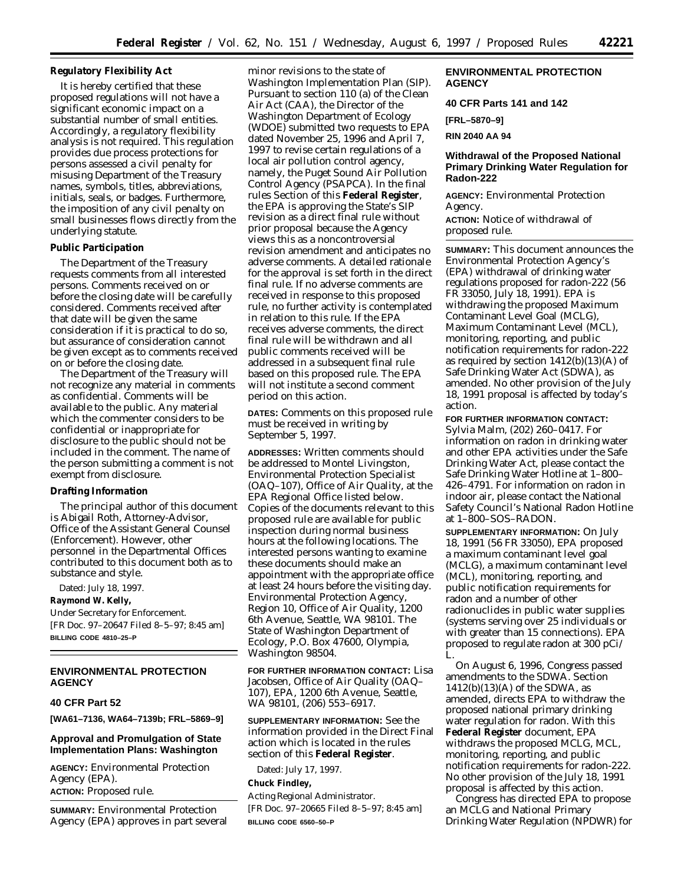**Regulatory Flexibility Act**

It is hereby certified that these proposed regulations will not have a significant economic impact on a substantial number of small entities. Accordingly, a regulatory flexibility analysis is not required. This regulation provides due process protections for persons assessed a civil penalty for misusing Department of the Treasury names, symbols, titles, abbreviations, initials, seals, or badges. Furthermore, the imposition of any civil penalty on small businesses flows directly from the underlying statute.

**Public Participation**

The Department of the Treasury requests comments from all interested persons. Comments received on or before the closing date will be carefully considered. Comments received after that date will be given the same consideration if it is practical to do so, but assurance of consideration cannot be given except as to comments received on or before the closing date.

The Department of the Treasury will not recognize any material in comments as confidential. Comments will be available to the public. Any material which the commenter considers to be confidential or inappropriate for disclosure to the public should not be included in the comment. The name of the person submitting a comment is not exempt from disclosure.

**Drafting Information**

The principal author of this document is Abigail Roth, Attorney-Advisor, Office of the Assistant General Counsel (Enforcement). However, other personnel in the Departmental Offices contributed to this document both as to substance and style.

Dated: July 18, 1997.

**Raymond W. Kelly,**

*Under Secretary for Enforcement.*

[FR Doc. 97–20647 Filed 8–5–97; 8:45 am]

**BILLING CODE 4810–25–P**

---

## ENVIRONMENTAL PROTECTION AGENCY

**40 CFR Part 52**

**[WA61–7136, WA64–7139b; FRL–5869–9]**

### Approval and Promulgation of State Implementation Plans: Washington

**AGENCY:** Environmental Protection Agency (EPA).

**ACTION:** Proposed rule.

**SUMMARY:** Environmental Protection Agency (EPA) approves in part several minor revisions to the state of Washington Implementation Plan (SIP). Pursuant to section 110 (a) of the Clean Air Act (CAA), the Director of the Washington Department of Ecology (WDOE) submitted two requests to EPA dated November 25, 1996 and April 7, 1997 to revise certain regulations of a local air pollution control agency, namely, the Puget Sound Air Pollution Control Agency (PSAPCA). In the final rules Section of this **Federal Register**, the EPA is approving the State's SIP revision as a direct final rule without prior proposal because the Agency views this as a noncontroversial revision amendment and anticipates no adverse comments. A detailed rationale for the approval is set forth in the direct final rule. If no adverse comments are received in response to this proposed rule, no further activity is contemplated in relation to this rule. If the EPA receives adverse comments, the direct final rule will be withdrawn and all public comments received will be addressed in a subsequent final rule based on this proposed rule. The EPA will not institute a second comment period on this action.

**DATES:** Comments on this proposed rule must be received in writing by September 5, 1997.

**ADDRESSES:** Written comments should be addressed to Montel Livingston, Environmental Protection Specialist (OAQ–107), Office of Air Quality, at the EPA Regional Office listed below. Copies of the documents relevant to this proposed rule are available for public inspection during normal business hours at the following locations. The interested persons wanting to examine these documents should make an appointment with the appropriate office at least 24 hours before the visiting day. Environmental Protection Agency, Region 10, Office of Air Quality, 1200 6th Avenue, Seattle, WA 98101. The State of Washington Department of Ecology, P.O. Box 47600, Olympia, Washington 98504.

**FOR FURTHER INFORMATION CONTACT:** Lisa Jacobsen, Office of Air Quality (OAQ–107), EPA, 1200 6th Avenue, Seattle, WA 98101, (206) 553–6917.

**SUPPLEMENTARY INFORMATION:** See the information provided in the Direct Final action which is located in the rules section of this **Federal Register**.

Dated: July 17, 1997.

**Chuck Findley,**

*Acting Regional Administrator.*

[FR Doc. 97–20665 Filed 8–5–97; 8:45 am]

**BILLING CODE 6560–50–P**

---

## ENVIRONMENTAL PROTECTION AGENCY

**40 CFR Parts 141 and 142**

**[FRL–5870–9]**

**RIN 2040 AA 94**

### Withdrawal of the Proposed National Primary Drinking Water Regulation for Radon-222

**AGENCY:** Environmental Protection Agency.

**ACTION:** Notice of withdrawal of proposed rule.

**SUMMARY:** This document announces the Environmental Protection Agency's (EPA) withdrawal of drinking water regulations proposed for radon-222 (56 FR 33050, July 18, 1991). EPA is withdrawing the proposed Maximum Contaminant Level Goal (MCLG), Maximum Contaminant Level (MCL), monitoring, reporting, and public notification requirements for radon-222 as required by section 1412(b)(13)(A) of Safe Drinking Water Act (SDWA), as amended. No other provision of the July 18, 1991 proposal is affected by today's action.

**FOR FURTHER INFORMATION CONTACT:** Sylvia Malm, (202) 260–0417. For information on radon in drinking water and other EPA activities under the Safe Drinking Water Act, please contact the Safe Drinking Water Hotline at 1–800–426–4791. For information on radon in indoor air, please contact the National Safety Council's National Radon Hotline at 1–800–SOS–RADON.

**SUPPLEMENTARY INFORMATION:** On July 18, 1991 (56 FR 33050), EPA proposed a maximum contaminant level goal (MCLG), a maximum contaminant level (MCL), monitoring, reporting, and public notification requirements for radon and a number of other radionuclides in public water supplies (systems serving over 25 individuals or with greater than 15 connections). EPA proposed to regulate radon at 300 pCi/L.

On August 6, 1996, Congress passed amendments to the SDWA. Section 1412(b)(13)(A) of the SDWA, as amended, directs EPA to withdraw the proposed national primary drinking water regulation for radon. With this **Federal Register** document, EPA withdraws the proposed MCLG, MCL, monitoring, reporting, and public notification requirements for radon-222. No other provision of the July 18, 1991 proposal is affected by this action.

Congress has directed EPA to propose an MCLG and National Primary Drinking Water Regulation (NPDWR) for